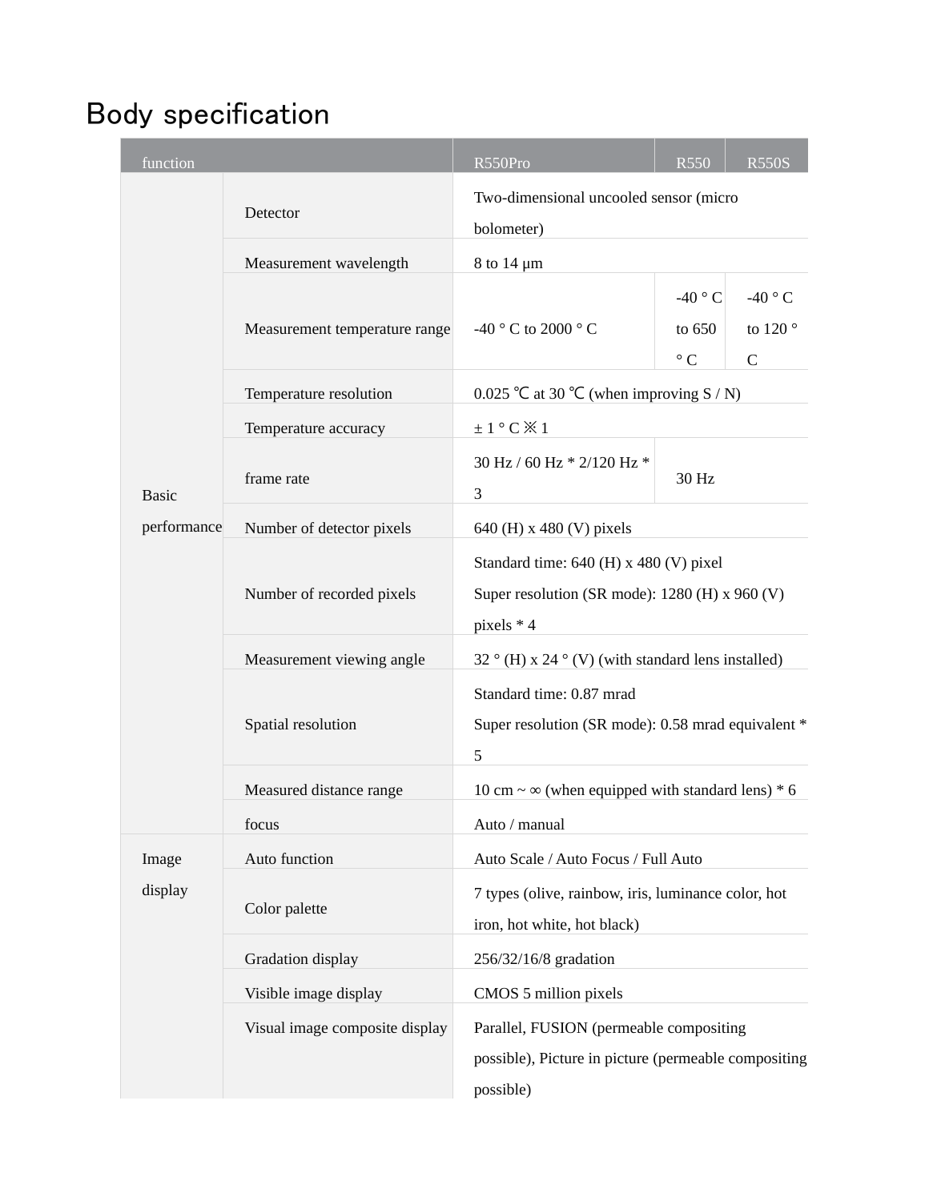# Body specification

| function | | R550Pro | R550 | R550S |
|---|---|---|---|---|
| Basic performance | Detector | Two-dimensional uncooled sensor (micro bolometer) | | |
| | Measurement wavelength | 8 to 14 μm | | |
| | Measurement temperature range | -40 ° C to 2000 ° C | -40 ° C to 650 ° C | -40 ° C to 120 ° C |
| | Temperature resolution | 0.025 ℃ at 30 ℃ (when improving S / N) | | |
| | Temperature accuracy | ± 1 ° C ※ 1 | | |
| | frame rate | 30 Hz / 60 Hz * 2/120 Hz * 3 | 30 Hz | |
| | Number of detector pixels | 640 (H) x 480 (V) pixels | | |
| | Number of recorded pixels | Standard time: 640 (H) x 480 (V) pixel<br>Super resolution (SR mode): 1280 (H) x 960 (V) pixels * 4 | | |
| | Measurement viewing angle | 32 ° (H) x 24 ° (V) (with standard lens installed) | | |
| | Spatial resolution | Standard time: 0.87 mrad<br>Super resolution (SR mode): 0.58 mrad equivalent * 5 | | |
| | Measured distance range | 10 cm ~ ∞ (when equipped with standard lens) * 6 | | |
| | focus | Auto / manual | | |
| Image display | Auto function | Auto Scale / Auto Focus / Full Auto | | |
| | Color palette | 7 types (olive, rainbow, iris, luminance color, hot iron, hot white, hot black) | | |
| | Gradation display | 256/32/16/8 gradation | | |
| | Visible image display | CMOS 5 million pixels | | |
| | Visual image composite display | Parallel, FUSION (permeable compositing possible), Picture in picture (permeable compositing possible) | | |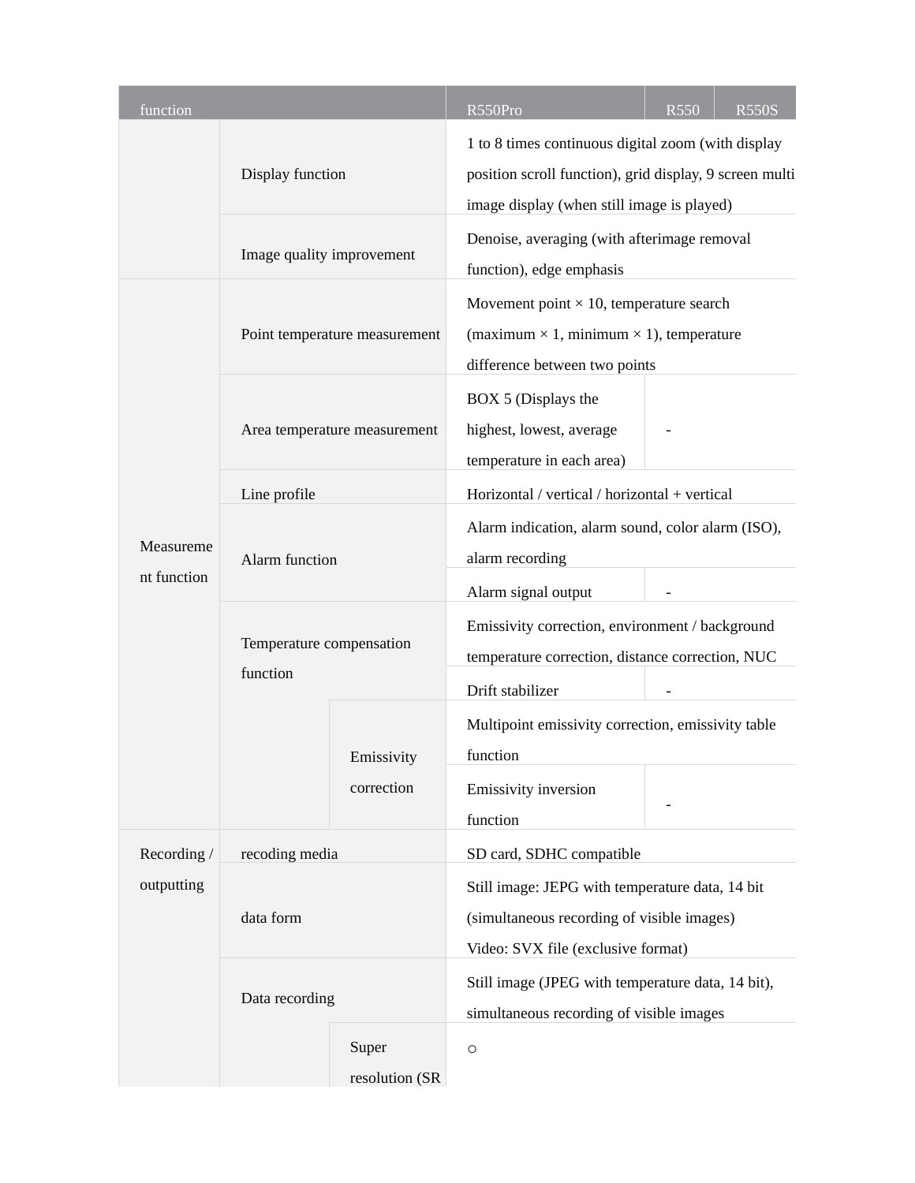| function | | | R550Pro | R550 | R550S |
|---|---|---|---|---|---|
| | Display function | | 1 to 8 times continuous digital zoom (with display position scroll function), grid display, 9 screen multi image display (when still image is played) | | |
| | Image quality improvement | | Denoise, averaging (with afterimage removal function), edge emphasis | | |
| Measurement function | Point temperature measurement | | Movement point × 10, temperature search (maximum × 1, minimum × 1), temperature difference between two points | | |
| | Area temperature measurement | | BOX 5 (Displays the highest, lowest, average temperature in each area) | - | |
| | Line profile | | Horizontal / vertical / horizontal + vertical | | |
| | Alarm function | | Alarm indication, alarm sound, color alarm (ISO), alarm recording | | |
| | | | Alarm signal output | - | |
| | Temperature compensation function | | Emissivity correction, environment / background temperature correction, distance correction, NUC | | |
| | | | Drift stabilizer | - | |
| | | Emissivity correction | Multipoint emissivity correction, emissivity table function | | |
| | | | Emissivity inversion function | - | |
| Recording / outputting | recoding media | | SD card, SDHC compatible | | |
| | data form | | Still image: JEPG with temperature data, 14 bit (simultaneous recording of visible images)<br>Video: SVX file (exclusive format) | | |
| | Data recording | | Still image (JPEG with temperature data, 14 bit), simultaneous recording of visible images | | |
| | | Super resolution (SR | ○ | | |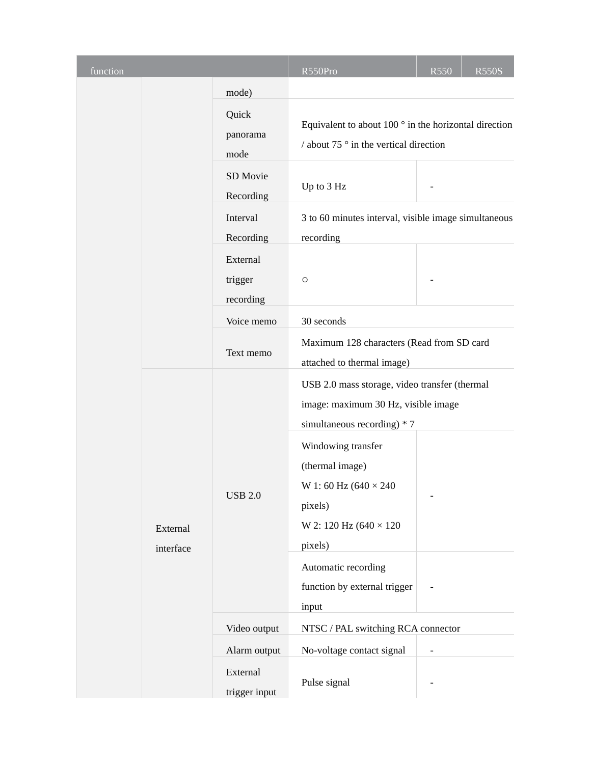| function | | | R550Pro | R550 | R550S |
|---|---|---|---|---|---|
| | | mode) | | | |
| | | Quick panorama mode | Equivalent to about 100 ° in the horizontal direction / about 75 ° in the vertical direction | | |
| | | SD Movie Recording | Up to 3 Hz | - | |
| | | Interval Recording | 3 to 60 minutes interval, visible image simultaneous recording | | |
| | | External trigger recording | ○ | - | |
| | | Voice memo | 30 seconds | | |
| | | Text memo | Maximum 128 characters (Read from SD card attached to thermal image) | | |
| | External interface | USB 2.0 | USB 2.0 mass storage, video transfer (thermal image: maximum 30 Hz, visible image simultaneous recording) * 7 | | |
| | | | Windowing transfer (thermal image) W 1: 60 Hz (640 × 240 pixels) W 2: 120 Hz (640 × 120 pixels) | - | |
| | | | Automatic recording function by external trigger input | - | |
| | | Video output | NTSC / PAL switching RCA connector | | |
| | | Alarm output | No-voltage contact signal | - | |
| | | External trigger input | Pulse signal | - | |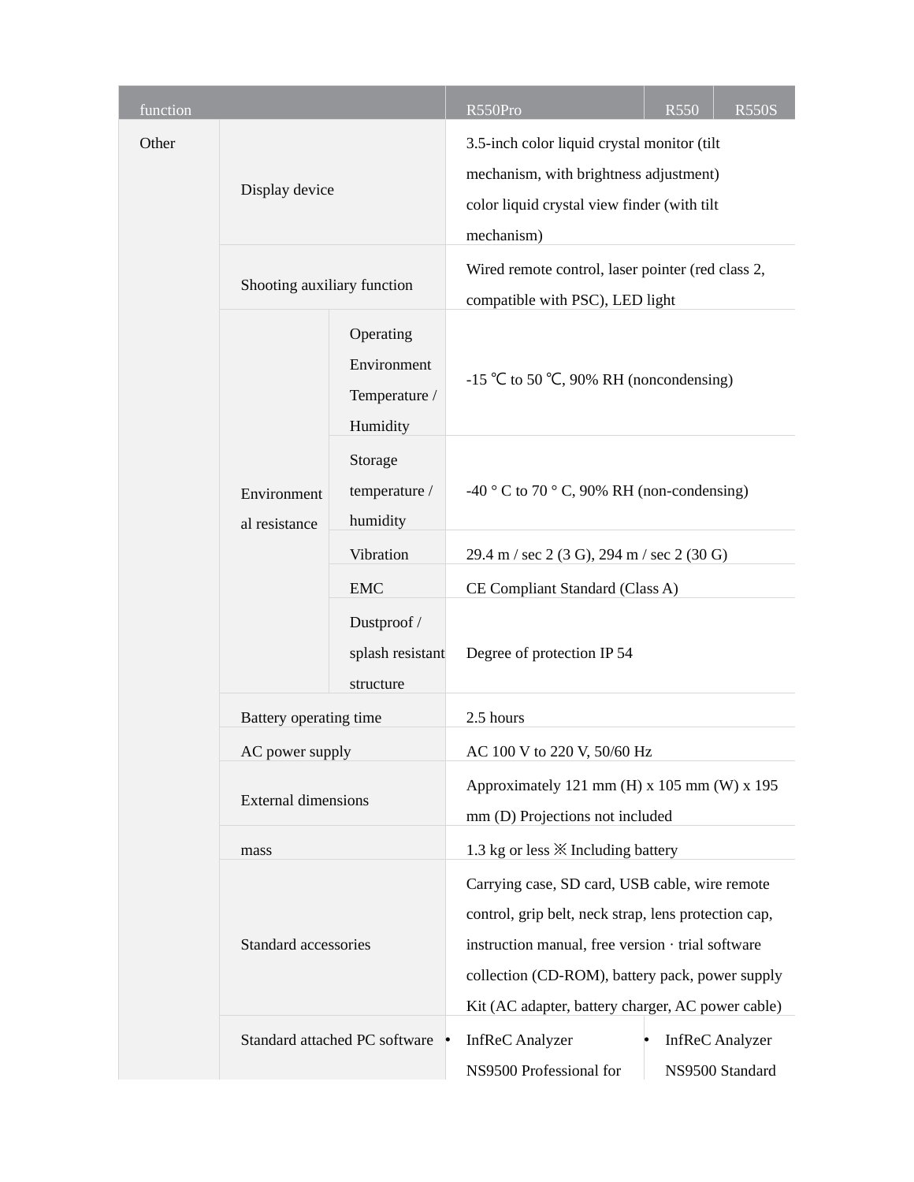| function | | | R550Pro | R550 | R550S |
|---|---|---|---|---|---|
| Other | Display device | | 3.5-inch color liquid crystal monitor (tilt mechanism, with brightness adjustment) color liquid crystal view finder (with tilt mechanism) | | |
| | Shooting auxiliary function | | Wired remote control, laser pointer (red class 2, compatible with PSC), LED light | | |
| | Environmental resistance | Operating Environment Temperature / Humidity | -15 ℃ to 50 ℃, 90% RH (noncondensing) | | |
| | | Storage temperature / humidity | -40 ° C to 70 ° C, 90% RH (non-condensing) | | |
| | | Vibration | 29.4 m / sec 2 (3 G), 294 m / sec 2 (30 G) | | |
| | | EMC | CE Compliant Standard (Class A) | | |
| | | Dustproof / splash resistant structure | Degree of protection IP 54 | | |
| | Battery operating time | | 2.5 hours | | |
| | AC power supply | | AC 100 V to 220 V, 50/60 Hz | | |
| | External dimensions | | Approximately 121 mm (H) x 105 mm (W) x 195 mm (D) Projections not included | | |
| | mass | | 1.3 kg or less ※ Including battery | | |
| | Standard accessories | | Carrying case, SD card, USB cable, wire remote control, grip belt, neck strap, lens protection cap, instruction manual, free version · trial software collection (CD-ROM), battery pack, power supply Kit (AC adapter, battery charger, AC power cable) | | |
| | Standard attached PC software | | • InfReC Analyzer NS9500 Professional for | • InfReC Analyzer NS9500 Standard | |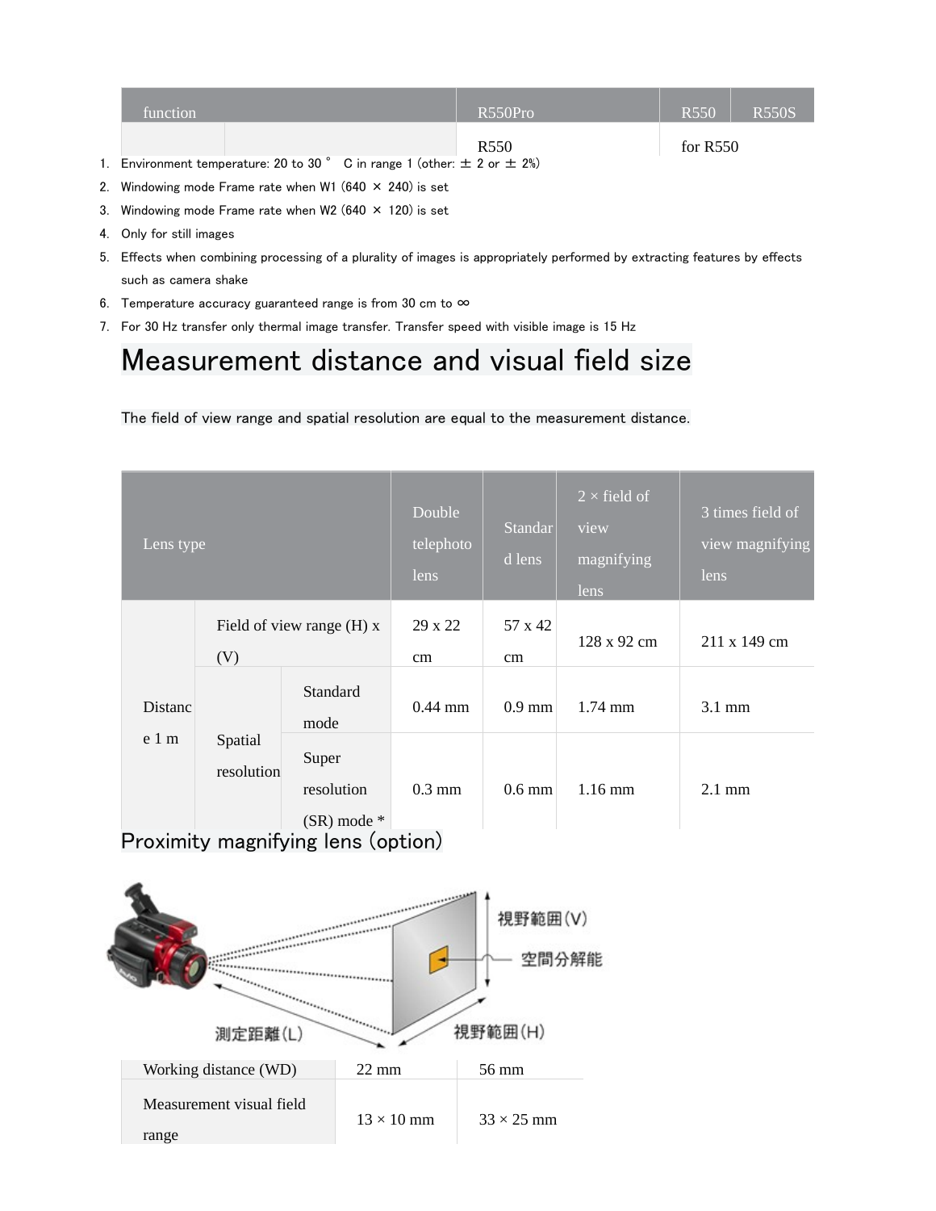| function | | R550Pro | R550 | R550S |
|---|---|---|---|---|
| | | R550 | for R550 | |

1. Environment temperature: 20 to 30 ° C in range 1 (other: ± 2 or ± 2%)
2. Windowing mode Frame rate when W1 (640 × 240) is set
3. Windowing mode Frame rate when W2 (640 × 120) is set
4. Only for still images
5. Effects when combining processing of a plurality of images is appropriately performed by extracting features by effects such as camera shake
6. Temperature accuracy guaranteed range is from 30 cm to ∞
7. For 30 Hz transfer only thermal image transfer. Transfer speed with visible image is 15 Hz

# Measurement distance and visual field size

The field of view range and spatial resolution are equal to the measurement distance.

| Lens type | | | Double telephoto lens | Standard lens | 2 × field of view magnifying lens | 3 times field of view magnifying lens |
|---|---|---|---|---|---|---|
| Distance 1 m | Field of view range (H) x (V) | | 29 x 22 cm | 57 x 42 cm | 128 x 92 cm | 211 x 149 cm |
| | Spatial resolution | Standard mode | 0.44 mm | 0.9 mm | 1.74 mm | 3.1 mm |
| | | Super resolution (SR) mode * | 0.3 mm | 0.6 mm | 1.16 mm | 2.1 mm |

# Proximity magnifying lens (option)

視野範囲(V)

空間分解能

測定距離(L)

視野範囲(H)

| | | |
|---|---|---|
| Working distance (WD) | 22 mm | 56 mm |
| Measurement visual field range | 13 × 10 mm | 33 × 25 mm |